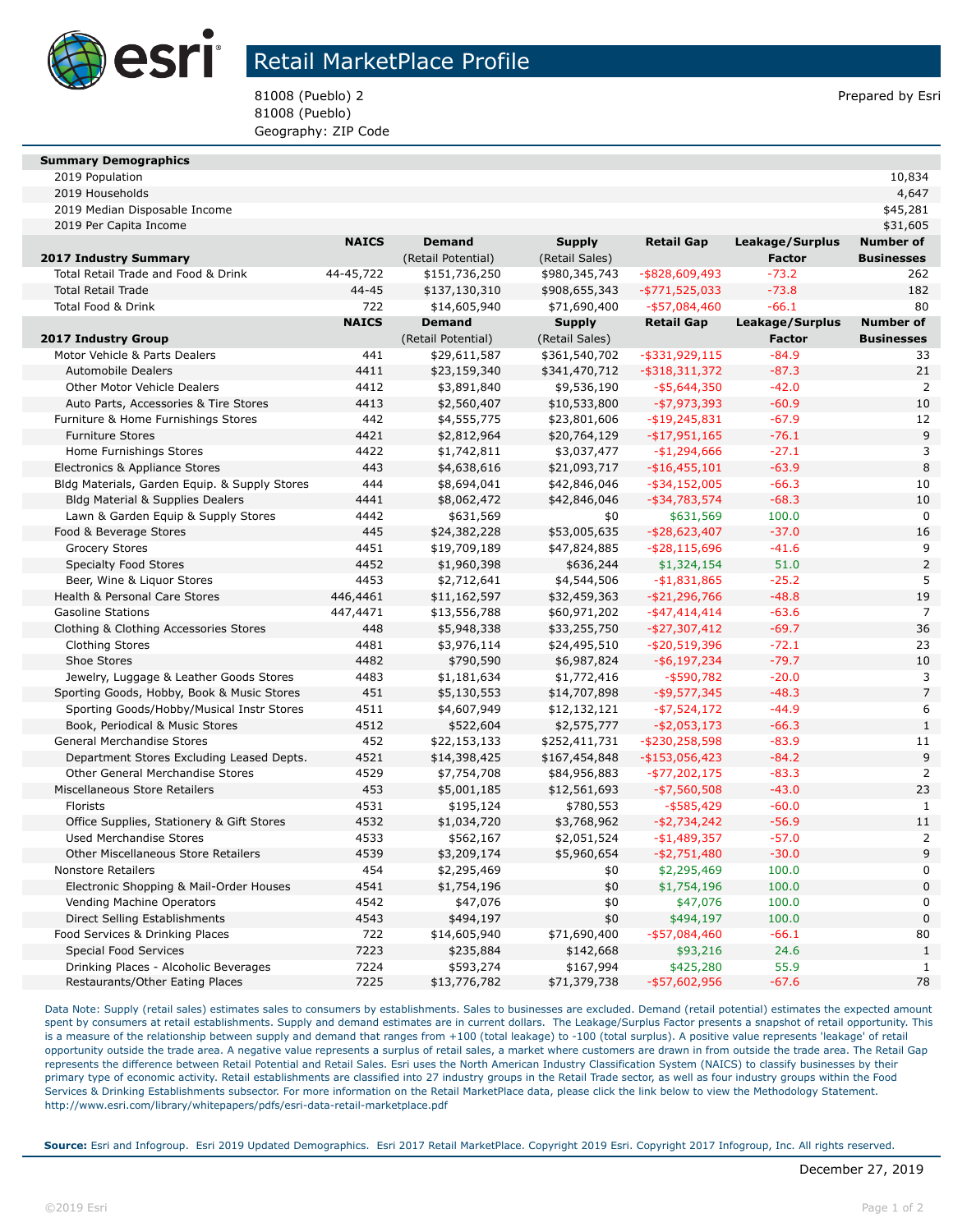# Retail MarketPlace Profile

81008 (Pueblo) 2
81008 (Pueblo)
Geography: ZIP Code

Prepared by Esri

| Summary Demographics | | | | | | |
|---|---|---|---|---|---|---|
| 2019 Population | | | | | | 10,834 |
| 2019 Households | | | | | | 4,647 |
| 2019 Median Disposable Income | | | | | | $45,281 |
| 2019 Per Capita Income | | | | | | $31,605 |
| | **NAICS** | **Demand** | **Supply** | **Retail Gap** | **Leakage/Surplus** | **Number of** |
| **2017 Industry Summary** | | (Retail Potential) | (Retail Sales) | | **Factor** | **Businesses** |
| Total Retail Trade and Food & Drink | 44-45,722 | $151,736,250 | $980,345,743 | -$828,609,493 | -73.2 | 262 |
| Total Retail Trade | 44-45 | $137,130,310 | $908,655,343 | -$771,525,033 | -73.8 | 182 |
| Total Food & Drink | 722 | $14,605,940 | $71,690,400 | -$57,084,460 | -66.1 | 80 |
| | **NAICS** | **Demand** | **Supply** | **Retail Gap** | **Leakage/Surplus** | **Number of** |
| **2017 Industry Group** | | (Retail Potential) | (Retail Sales) | | **Factor** | **Businesses** |
| Motor Vehicle & Parts Dealers | 441 | $29,611,587 | $361,540,702 | -$331,929,115 | -84.9 | 33 |
| Automobile Dealers | 4411 | $23,159,340 | $341,470,712 | -$318,311,372 | -87.3 | 21 |
| Other Motor Vehicle Dealers | 4412 | $3,891,840 | $9,536,190 | -$5,644,350 | -42.0 | 2 |
| Auto Parts, Accessories & Tire Stores | 4413 | $2,560,407 | $10,533,800 | -$7,973,393 | -60.9 | 10 |
| Furniture & Home Furnishings Stores | 442 | $4,555,775 | $23,801,606 | -$19,245,831 | -67.9 | 12 |
| Furniture Stores | 4421 | $2,812,964 | $20,764,129 | -$17,951,165 | -76.1 | 9 |
| Home Furnishings Stores | 4422 | $1,742,811 | $3,037,477 | -$1,294,666 | -27.1 | 3 |
| Electronics & Appliance Stores | 443 | $4,638,616 | $21,093,717 | -$16,455,101 | -63.9 | 8 |
| Bldg Materials, Garden Equip. & Supply Stores | 444 | $8,694,041 | $42,846,046 | -$34,152,005 | -66.3 | 10 |
| Bldg Material & Supplies Dealers | 4441 | $8,062,472 | $42,846,046 | -$34,783,574 | -68.3 | 10 |
| Lawn & Garden Equip & Supply Stores | 4442 | $631,569 | $0 | $631,569 | 100.0 | 0 |
| Food & Beverage Stores | 445 | $24,382,228 | $53,005,635 | -$28,623,407 | -37.0 | 16 |
| Grocery Stores | 4451 | $19,709,189 | $47,824,885 | -$28,115,696 | -41.6 | 9 |
| Specialty Food Stores | 4452 | $1,960,398 | $636,244 | $1,324,154 | 51.0 | 2 |
| Beer, Wine & Liquor Stores | 4453 | $2,712,641 | $4,544,506 | -$1,831,865 | -25.2 | 5 |
| Health & Personal Care Stores | 446,4461 | $11,162,597 | $32,459,363 | -$21,296,766 | -48.8 | 19 |
| Gasoline Stations | 447,4471 | $13,556,788 | $60,971,202 | -$47,414,414 | -63.6 | 7 |
| Clothing & Clothing Accessories Stores | 448 | $5,948,338 | $33,255,750 | -$27,307,412 | -69.7 | 36 |
| Clothing Stores | 4481 | $3,976,114 | $24,495,510 | -$20,519,396 | -72.1 | 23 |
| Shoe Stores | 4482 | $790,590 | $6,987,824 | -$6,197,234 | -79.7 | 10 |
| Jewelry, Luggage & Leather Goods Stores | 4483 | $1,181,634 | $1,772,416 | -$590,782 | -20.0 | 3 |
| Sporting Goods, Hobby, Book & Music Stores | 451 | $5,130,553 | $14,707,898 | -$9,577,345 | -48.3 | 7 |
| Sporting Goods/Hobby/Musical Instr Stores | 4511 | $4,607,949 | $12,132,121 | -$7,524,172 | -44.9 | 6 |
| Book, Periodical & Music Stores | 4512 | $522,604 | $2,575,777 | -$2,053,173 | -66.3 | 1 |
| General Merchandise Stores | 452 | $22,153,133 | $252,411,731 | -$230,258,598 | -83.9 | 11 |
| Department Stores Excluding Leased Depts. | 4521 | $14,398,425 | $167,454,848 | -$153,056,423 | -84.2 | 9 |
| Other General Merchandise Stores | 4529 | $7,754,708 | $84,956,883 | -$77,202,175 | -83.3 | 2 |
| Miscellaneous Store Retailers | 453 | $5,001,185 | $12,561,693 | -$7,560,508 | -43.0 | 23 |
| Florists | 4531 | $195,124 | $780,553 | -$585,429 | -60.0 | 1 |
| Office Supplies, Stationery & Gift Stores | 4532 | $1,034,720 | $3,768,962 | -$2,734,242 | -56.9 | 11 |
| Used Merchandise Stores | 4533 | $562,167 | $2,051,524 | -$1,489,357 | -57.0 | 2 |
| Other Miscellaneous Store Retailers | 4539 | $3,209,174 | $5,960,654 | -$2,751,480 | -30.0 | 9 |
| Nonstore Retailers | 454 | $2,295,469 | $0 | $2,295,469 | 100.0 | 0 |
| Electronic Shopping & Mail-Order Houses | 4541 | $1,754,196 | $0 | $1,754,196 | 100.0 | 0 |
| Vending Machine Operators | 4542 | $47,076 | $0 | $47,076 | 100.0 | 0 |
| Direct Selling Establishments | 4543 | $494,197 | $0 | $494,197 | 100.0 | 0 |
| Food Services & Drinking Places | 722 | $14,605,940 | $71,690,400 | -$57,084,460 | -66.1 | 80 |
| Special Food Services | 7223 | $235,884 | $142,668 | $93,216 | 24.6 | 1 |
| Drinking Places - Alcoholic Beverages | 7224 | $593,274 | $167,994 | $425,280 | 55.9 | 1 |
| Restaurants/Other Eating Places | 7225 | $13,776,782 | $71,379,738 | -$57,602,956 | -67.6 | 78 |

Data Note: Supply (retail sales) estimates sales to consumers by establishments. Sales to businesses are excluded. Demand (retail potential) estimates the expected amount spent by consumers at retail establishments. Supply and demand estimates are in current dollars. The Leakage/Surplus Factor presents a snapshot of retail opportunity. This is a measure of the relationship between supply and demand that ranges from +100 (total leakage) to -100 (total surplus). A positive value represents 'leakage' of retail opportunity outside the trade area. A negative value represents a surplus of retail sales, a market where customers are drawn in from outside the trade area. The Retail Gap represents the difference between Retail Potential and Retail Sales. Esri uses the North American Industry Classification System (NAICS) to classify businesses by their primary type of economic activity. Retail establishments are classified into 27 industry groups in the Retail Trade sector, as well as four industry groups within the Food Services & Drinking Establishments subsector. For more information on the Retail MarketPlace data, please click the link below to view the Methodology Statement.
http://www.esri.com/library/whitepapers/pdfs/esri-data-retail-marketplace.pdf

**Source:** Esri and Infogroup. Esri 2019 Updated Demographics. Esri 2017 Retail MarketPlace. Copyright 2019 Esri. Copyright 2017 Infogroup, Inc. All rights reserved.

December 27, 2019

©2019 Esri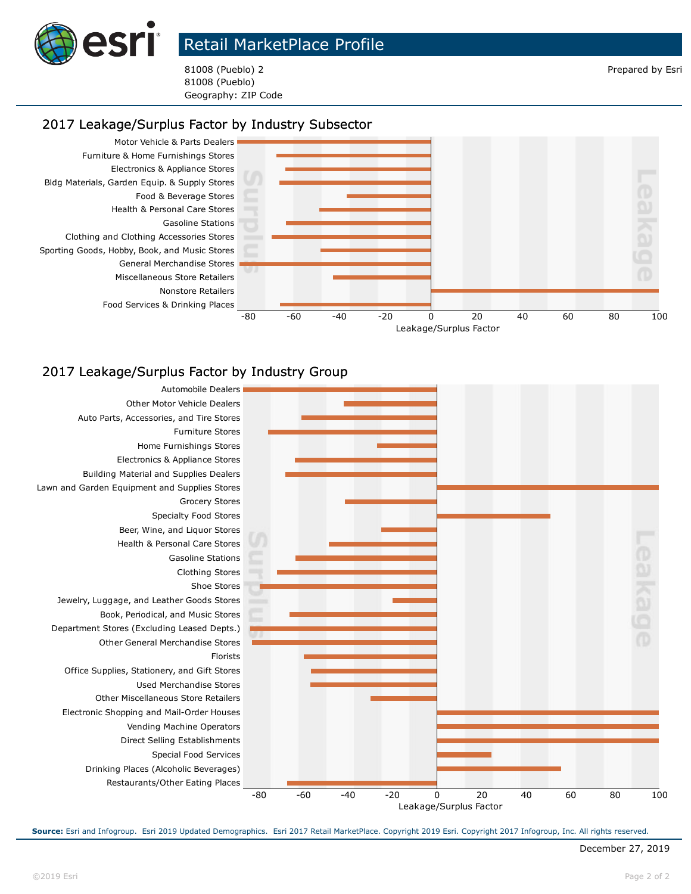# Retail MarketPlace Profile

81008 (Pueblo) 2
81008 (Pueblo)
Geography: ZIP Code

Prepared by Esri

## 2017 Leakage/Surplus Factor by Industry Subsector

Motor Vehicle & Parts Dealers
Furniture & Home Furnishings Stores
Electronics & Appliance Stores
Bldg Materials, Garden Equip. & Supply Stores
Food & Beverage Stores
Health & Personal Care Stores
Gasoline Stations
Clothing and Clothing Accessories Stores
Sporting Goods, Hobby, Book, and Music Stores
General Merchandise Stores
Miscellaneous Store Retailers
Nonstore Retailers
Food Services & Drinking Places

Surplus
Leakage

-80 -60 -40 -20 0 20 40 60 80 100

Leakage/Surplus Factor

## 2017 Leakage/Surplus Factor by Industry Group

Automobile Dealers
Other Motor Vehicle Dealers
Auto Parts, Accessories, and Tire Stores
Furniture Stores
Home Furnishings Stores
Electronics & Appliance Stores
Building Material and Supplies Dealers
Lawn and Garden Equipment and Supplies Stores
Grocery Stores
Specialty Food Stores
Beer, Wine, and Liquor Stores
Health & Personal Care Stores
Gasoline Stations
Clothing Stores
Shoe Stores
Jewelry, Luggage, and Leather Goods Stores
Book, Periodical, and Music Stores
Department Stores (Excluding Leased Depts.)
Other General Merchandise Stores
Florists
Office Supplies, Stationery, and Gift Stores
Used Merchandise Stores
Other Miscellaneous Store Retailers
Electronic Shopping and Mail-Order Houses
Vending Machine Operators
Direct Selling Establishments
Special Food Services
Drinking Places (Alcoholic Beverages)
Restaurants/Other Eating Places

Surplus
Leakage

-80 -60 -40 -20 0 20 40 60 80 100

Leakage/Surplus Factor

**Source:** Esri and Infogroup. Esri 2019 Updated Demographics. Esri 2017 Retail MarketPlace. Copyright 2019 Esri. Copyright 2017 Infogroup, Inc. All rights reserved.

December 27, 2019